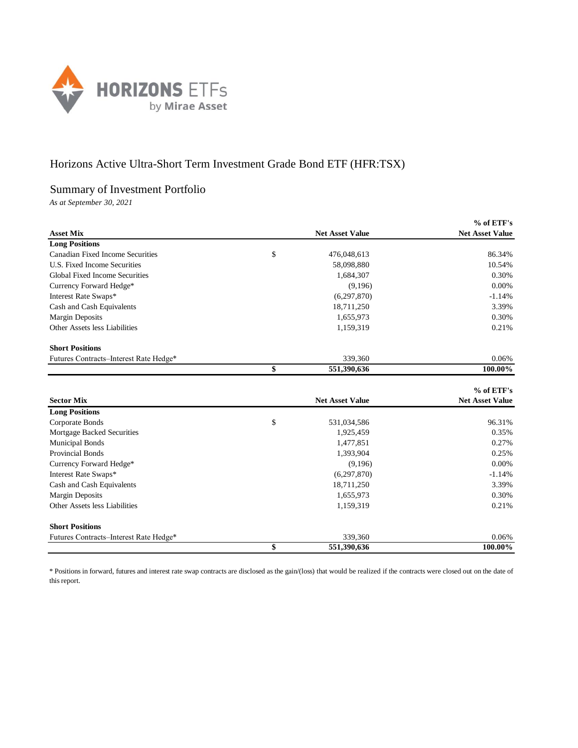# Horizons Active Ultra-Short Term Investment Grade Bond ETF (HFR:TSX)

## Summary of Investment Portfolio

*As at September 30, 2021*

| Asset Mix | | Net Asset Value | % of ETF's Net Asset Value |
|---|---|---|---|
| **Long Positions** | | | |
| Canadian Fixed Income Securities | $ | 476,048,613 | 86.34% |
| U.S. Fixed Income Securities | | 58,098,880 | 10.54% |
| Global Fixed Income Securities | | 1,684,307 | 0.30% |
| Currency Forward Hedge* | | (9,196) | 0.00% |
| Interest Rate Swaps* | | (6,297,870) | -1.14% |
| Cash and Cash Equivalents | | 18,711,250 | 3.39% |
| Margin Deposits | | 1,655,973 | 0.30% |
| Other Assets less Liabilities | | 1,159,319 | 0.21% |
| **Short Positions** | | | |
| Futures Contracts–Interest Rate Hedge* | | 339,360 | 0.06% |
| | **$** | **551,390,636** | **100.00%** |

| Sector Mix | | Net Asset Value | % of ETF's Net Asset Value |
|---|---|---|---|
| **Long Positions** | | | |
| Corporate Bonds | $ | 531,034,586 | 96.31% |
| Mortgage Backed Securities | | 1,925,459 | 0.35% |
| Municipal Bonds | | 1,477,851 | 0.27% |
| Provincial Bonds | | 1,393,904 | 0.25% |
| Currency Forward Hedge* | | (9,196) | 0.00% |
| Interest Rate Swaps* | | (6,297,870) | -1.14% |
| Cash and Cash Equivalents | | 18,711,250 | 3.39% |
| Margin Deposits | | 1,655,973 | 0.30% |
| Other Assets less Liabilities | | 1,159,319 | 0.21% |
| **Short Positions** | | | |
| Futures Contracts–Interest Rate Hedge* | | 339,360 | 0.06% |
| | **$** | **551,390,636** | **100.00%** |

* Positions in forward, futures and interest rate swap contracts are disclosed as the gain/(loss) that would be realized if the contracts were closed out on the date of this report.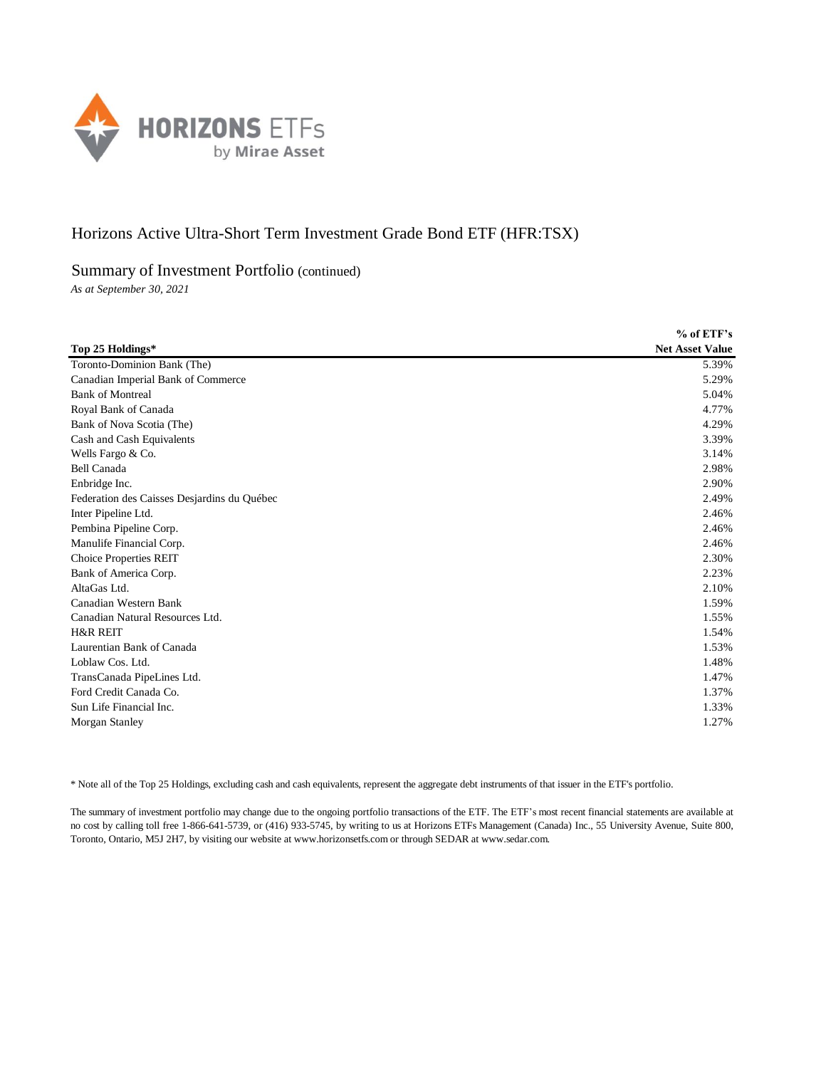# Horizons Active Ultra-Short Term Investment Grade Bond ETF (HFR:TSX)

## Summary of Investment Portfolio (continued)

*As at September 30, 2021*

| Top 25 Holdings* | % of ETF's Net Asset Value |
|---|---|
| Toronto-Dominion Bank (The) | 5.39% |
| Canadian Imperial Bank of Commerce | 5.29% |
| Bank of Montreal | 5.04% |
| Royal Bank of Canada | 4.77% |
| Bank of Nova Scotia (The) | 4.29% |
| Cash and Cash Equivalents | 3.39% |
| Wells Fargo & Co. | 3.14% |
| Bell Canada | 2.98% |
| Enbridge Inc. | 2.90% |
| Federation des Caisses Desjardins du Québec | 2.49% |
| Inter Pipeline Ltd. | 2.46% |
| Pembina Pipeline Corp. | 2.46% |
| Manulife Financial Corp. | 2.46% |
| Choice Properties REIT | 2.30% |
| Bank of America Corp. | 2.23% |
| AltaGas Ltd. | 2.10% |
| Canadian Western Bank | 1.59% |
| Canadian Natural Resources Ltd. | 1.55% |
| H&R REIT | 1.54% |
| Laurentian Bank of Canada | 1.53% |
| Loblaw Cos. Ltd. | 1.48% |
| TransCanada PipeLines Ltd. | 1.47% |
| Ford Credit Canada Co. | 1.37% |
| Sun Life Financial Inc. | 1.33% |
| Morgan Stanley | 1.27% |

* Note all of the Top 25 Holdings, excluding cash and cash equivalents, represent the aggregate debt instruments of that issuer in the ETF's portfolio.

The summary of investment portfolio may change due to the ongoing portfolio transactions of the ETF. The ETF's most recent financial statements are available at no cost by calling toll free 1-866-641-5739, or (416) 933-5745, by writing to us at Horizons ETFs Management (Canada) Inc., 55 University Avenue, Suite 800, Toronto, Ontario, M5J 2H7, by visiting our website at www.horizonsetfs.com or through SEDAR at www.sedar.com.